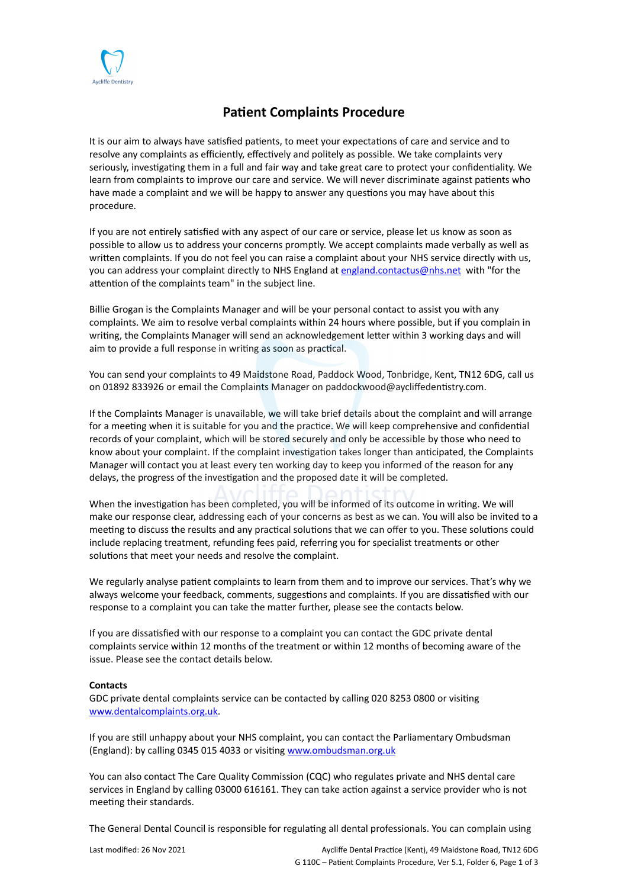# Patient Complaints Procedure

It is our aim to always have satisfied patients, to meet your expectations of care and service and to resolve any complaints as efficiently, effectively and politely as possible. We take complaints very seriously, investigating them in a full and fair way and take great care to protect your confidentiality. We learn from complaints to improve our care and service. We will never discriminate against patients who have made a complaint and we will be happy to answer any questions you may have about this procedure.

If you are not entirely satisfied with any aspect of our care or service, please let us know as soon as possible to allow us to address your concerns promptly. We accept complaints made verbally as well as written complaints. If you do not feel you can raise a complaint about your NHS service directly with us, you can address your complaint directly to NHS England at england.contactus@nhs.net with "for the attention of the complaints team" in the subject line.

Billie Grogan is the Complaints Manager and will be your personal contact to assist you with any complaints. We aim to resolve verbal complaints within 24 hours where possible, but if you complain in writing, the Complaints Manager will send an acknowledgement letter within 3 working days and will aim to provide a full response in writing as soon as practical.

You can send your complaints to 49 Maidstone Road, Paddock Wood, Tonbridge, Kent, TN12 6DG, call us on 01892 833926 or email the Complaints Manager on paddockwood@aycliffedentistry.com.

If the Complaints Manager is unavailable, we will take brief details about the complaint and will arrange for a meeting when it is suitable for you and the practice. We will keep comprehensive and confidential records of your complaint, which will be stored securely and only be accessible by those who need to know about your complaint. If the complaint investigation takes longer than anticipated, the Complaints Manager will contact you at least every ten working day to keep you informed of the reason for any delays, the progress of the investigation and the proposed date it will be completed.

When the investigation has been completed, you will be informed of its outcome in writing. We will make our response clear, addressing each of your concerns as best as we can. You will also be invited to a meeting to discuss the results and any practical solutions that we can offer to you. These solutions could include replacing treatment, refunding fees paid, referring you for specialist treatments or other solutions that meet your needs and resolve the complaint.

We regularly analyse patient complaints to learn from them and to improve our services. That's why we always welcome your feedback, comments, suggestions and complaints. If you are dissatisfied with our response to a complaint you can take the matter further, please see the contacts below.

If you are dissatisfied with our response to a complaint you can contact the GDC private dental complaints service within 12 months of the treatment or within 12 months of becoming aware of the issue. Please see the contact details below.

**Contacts**

GDC private dental complaints service can be contacted by calling 020 8253 0800 or visiting www.dentalcomplaints.org.uk.

If you are still unhappy about your NHS complaint, you can contact the Parliamentary Ombudsman (England): by calling 0345 015 4033 or visiting www.ombudsman.org.uk

You can also contact The Care Quality Commission (CQC) who regulates private and NHS dental care services in England by calling 03000 616161. They can take action against a service provider who is not meeting their standards.

The General Dental Council is responsible for regulating all dental professionals. You can complain using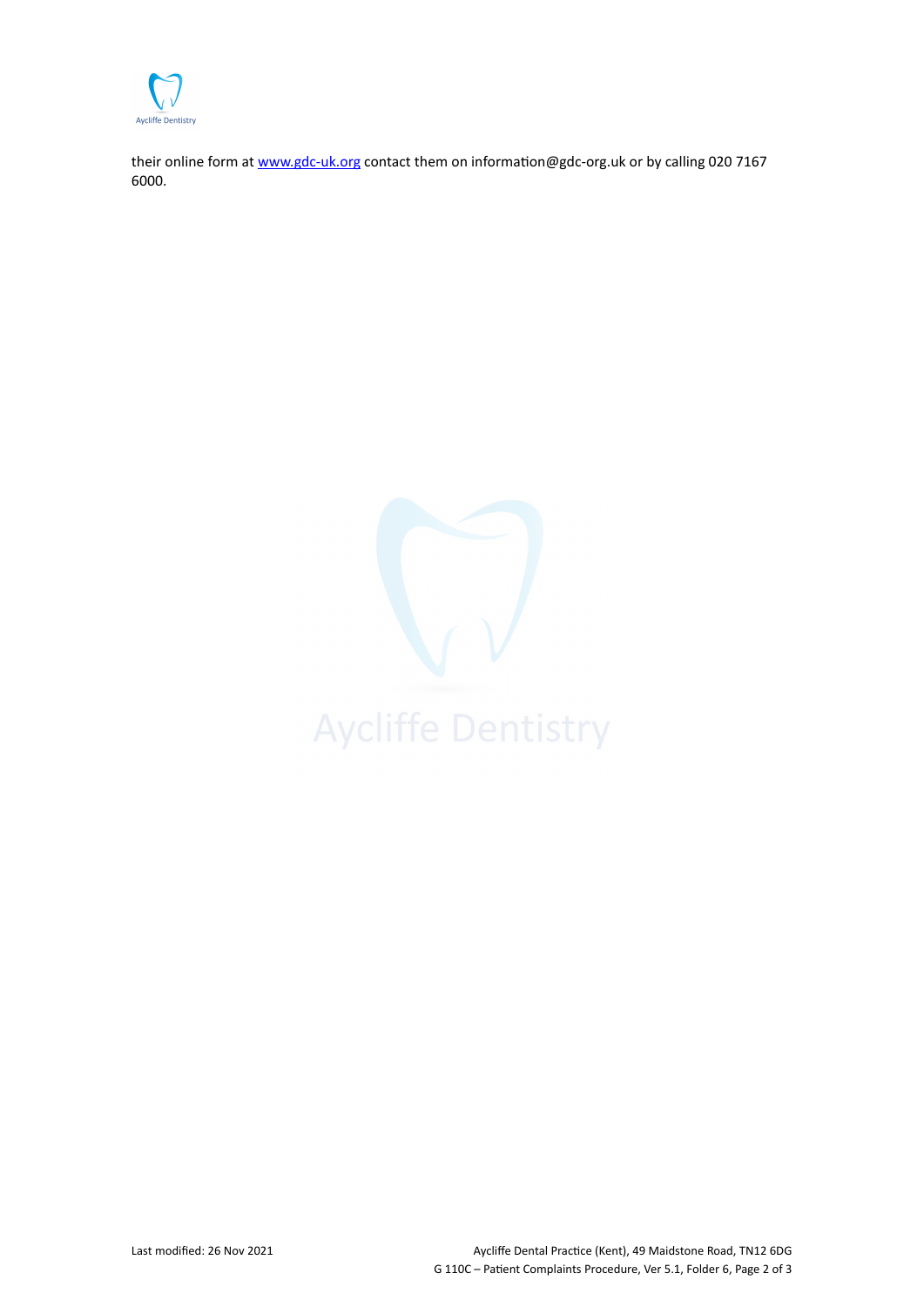their online form at www.gdc-uk.org contact them on information@gdc-org.uk or by calling 020 7167 6000.